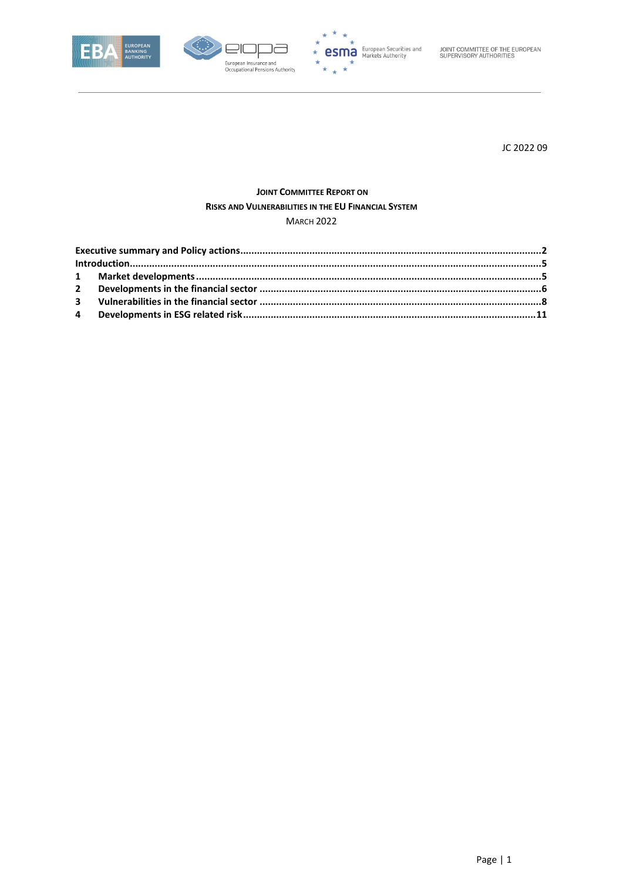JC 2022 09

# JOINT COMMITTEE REPORT ON RISKS AND VULNERABILITIES IN THE EU FINANCIAL SYSTEM

MARCH 2022

**Executive summary and Policy actions** .......... 2
**Introduction** .......... 5
**1 Market developments** .......... 5
**2 Developments in the financial sector** .......... 6
**3 Vulnerabilities in the financial sector** .......... 8
**4 Developments in ESG related risk** .......... 11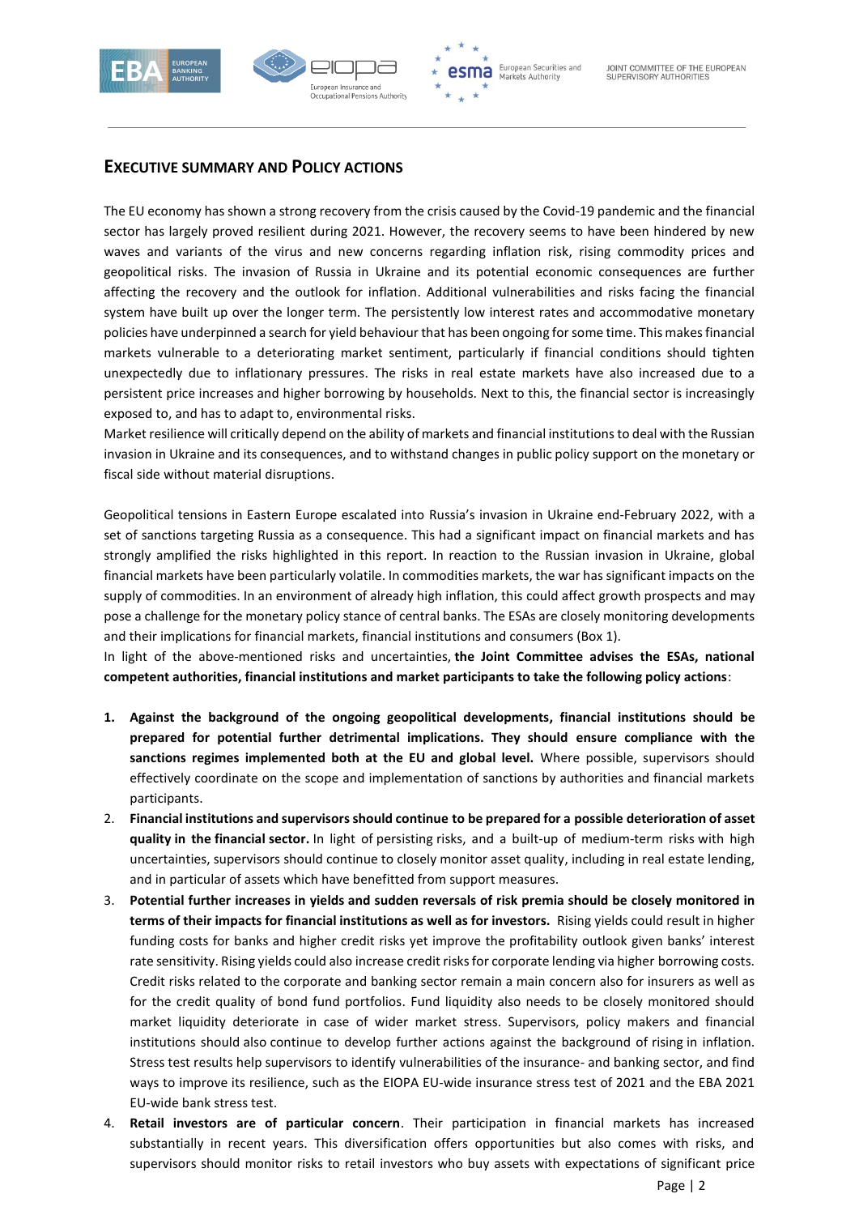## Executive summary and Policy actions

The EU economy has shown a strong recovery from the crisis caused by the Covid-19 pandemic and the financial sector has largely proved resilient during 2021. However, the recovery seems to have been hindered by new waves and variants of the virus and new concerns regarding inflation risk, rising commodity prices and geopolitical risks. The invasion of Russia in Ukraine and its potential economic consequences are further affecting the recovery and the outlook for inflation. Additional vulnerabilities and risks facing the financial system have built up over the longer term. The persistently low interest rates and accommodative monetary policies have underpinned a search for yield behaviour that has been ongoing for some time. This makes financial markets vulnerable to a deteriorating market sentiment, particularly if financial conditions should tighten unexpectedly due to inflationary pressures. The risks in real estate markets have also increased due to a persistent price increases and higher borrowing by households. Next to this, the financial sector is increasingly exposed to, and has to adapt to, environmental risks.

Market resilience will critically depend on the ability of markets and financial institutions to deal with the Russian invasion in Ukraine and its consequences, and to withstand changes in public policy support on the monetary or fiscal side without material disruptions.

Geopolitical tensions in Eastern Europe escalated into Russia's invasion in Ukraine end-February 2022, with a set of sanctions targeting Russia as a consequence. This had a significant impact on financial markets and has strongly amplified the risks highlighted in this report. In reaction to the Russian invasion in Ukraine, global financial markets have been particularly volatile. In commodities markets, the war has significant impacts on the supply of commodities. In an environment of already high inflation, this could affect growth prospects and may pose a challenge for the monetary policy stance of central banks. The ESAs are closely monitoring developments and their implications for financial markets, financial institutions and consumers (Box 1).

In light of the above-mentioned risks and uncertainties, **the Joint Committee advises the ESAs, national competent authorities, financial institutions and market participants to take the following policy actions**:

1. **Against the background of the ongoing geopolitical developments, financial institutions should be prepared for potential further detrimental implications. They should ensure compliance with the sanctions regimes implemented both at the EU and global level.** Where possible, supervisors should effectively coordinate on the scope and implementation of sanctions by authorities and financial markets participants.
2. **Financial institutions and supervisors should continue to be prepared for a possible deterioration of asset quality in the financial sector.** In light of persisting risks, and a built-up of medium-term risks with high uncertainties, supervisors should continue to closely monitor asset quality, including in real estate lending, and in particular of assets which have benefitted from support measures.
3. **Potential further increases in yields and sudden reversals of risk premia should be closely monitored in terms of their impacts for financial institutions as well as for investors.** Rising yields could result in higher funding costs for banks and higher credit risks yet improve the profitability outlook given banks' interest rate sensitivity. Rising yields could also increase credit risks for corporate lending via higher borrowing costs. Credit risks related to the corporate and banking sector remain a main concern also for insurers as well as for the credit quality of bond fund portfolios. Fund liquidity also needs to be closely monitored should market liquidity deteriorate in case of wider market stress. Supervisors, policy makers and financial institutions should also continue to develop further actions against the background of rising in inflation. Stress test results help supervisors to identify vulnerabilities of the insurance- and banking sector, and find ways to improve its resilience, such as the EIOPA EU-wide insurance stress test of 2021 and the EBA 2021 EU-wide bank stress test.
4. **Retail investors are of particular concern**. Their participation in financial markets has increased substantially in recent years. This diversification offers opportunities but also comes with risks, and supervisors should monitor risks to retail investors who buy assets with expectations of significant price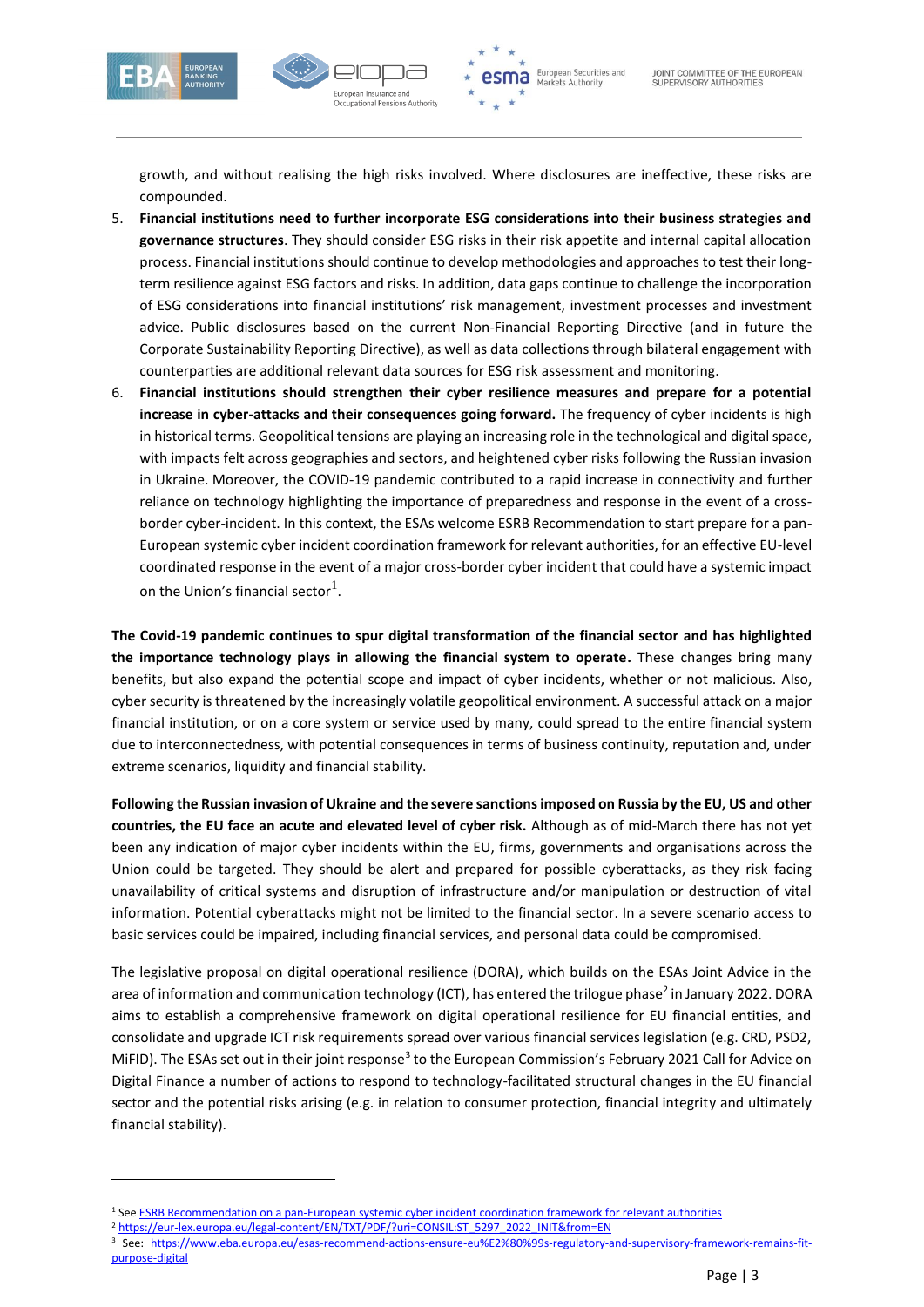growth, and without realising the high risks involved. Where disclosures are ineffective, these risks are compounded.

5. **Financial institutions need to further incorporate ESG considerations into their business strategies and governance structures**. They should consider ESG risks in their risk appetite and internal capital allocation process. Financial institutions should continue to develop methodologies and approaches to test their long-term resilience against ESG factors and risks. In addition, data gaps continue to challenge the incorporation of ESG considerations into financial institutions' risk management, investment processes and investment advice. Public disclosures based on the current Non-Financial Reporting Directive (and in future the Corporate Sustainability Reporting Directive), as well as data collections through bilateral engagement with counterparties are additional relevant data sources for ESG risk assessment and monitoring.
6. **Financial institutions should strengthen their cyber resilience measures and prepare for a potential increase in cyber-attacks and their consequences going forward.** The frequency of cyber incidents is high in historical terms. Geopolitical tensions are playing an increasing role in the technological and digital space, with impacts felt across geographies and sectors, and heightened cyber risks following the Russian invasion in Ukraine. Moreover, the COVID-19 pandemic contributed to a rapid increase in connectivity and further reliance on technology highlighting the importance of preparedness and response in the event of a cross-border cyber-incident. In this context, the ESAs welcome ESRB Recommendation to start prepare for a pan-European systemic cyber incident coordination framework for relevant authorities, for an effective EU-level coordinated response in the event of a major cross-border cyber incident that could have a systemic impact on the Union's financial sector[1].

**The Covid-19 pandemic continues to spur digital transformation of the financial sector and has highlighted the importance technology plays in allowing the financial system to operate.** These changes bring many benefits, but also expand the potential scope and impact of cyber incidents, whether or not malicious. Also, cyber security is threatened by the increasingly volatile geopolitical environment. A successful attack on a major financial institution, or on a core system or service used by many, could spread to the entire financial system due to interconnectedness, with potential consequences in terms of business continuity, reputation and, under extreme scenarios, liquidity and financial stability.

**Following the Russian invasion of Ukraine and the severe sanctions imposed on Russia by the EU, US and other countries, the EU face an acute and elevated level of cyber risk.** Although as of mid-March there has not yet been any indication of major cyber incidents within the EU, firms, governments and organisations across the Union could be targeted. They should be alert and prepared for possible cyberattacks, as they risk facing unavailability of critical systems and disruption of infrastructure and/or manipulation or destruction of vital information. Potential cyberattacks might not be limited to the financial sector. In a severe scenario access to basic services could be impaired, including financial services, and personal data could be compromised.

The legislative proposal on digital operational resilience (DORA), which builds on the ESAs Joint Advice in the area of information and communication technology (ICT), has entered the trilogue phase[2] in January 2022. DORA aims to establish a comprehensive framework on digital operational resilience for EU financial entities, and consolidate and upgrade ICT risk requirements spread over various financial services legislation (e.g. CRD, PSD2, MiFID). The ESAs set out in their joint response[3] to the European Commission's February 2021 Call for Advice on Digital Finance a number of actions to respond to technology-facilitated structural changes in the EU financial sector and the potential risks arising (e.g. in relation to consumer protection, financial integrity and ultimately financial stability).

---

[1] See [ESRB Recommendation on a pan-European systemic cyber incident coordination framework for relevant authorities]

[2] https://eur-lex.europa.eu/legal-content/EN/TXT/PDF/?uri=CONSIL:ST_5297_2022_INIT&from=EN

[3] See: https://www.eba.europa.eu/esas-recommend-actions-ensure-eu%E2%80%99s-regulatory-and-supervisory-framework-remains-fit-purpose-digital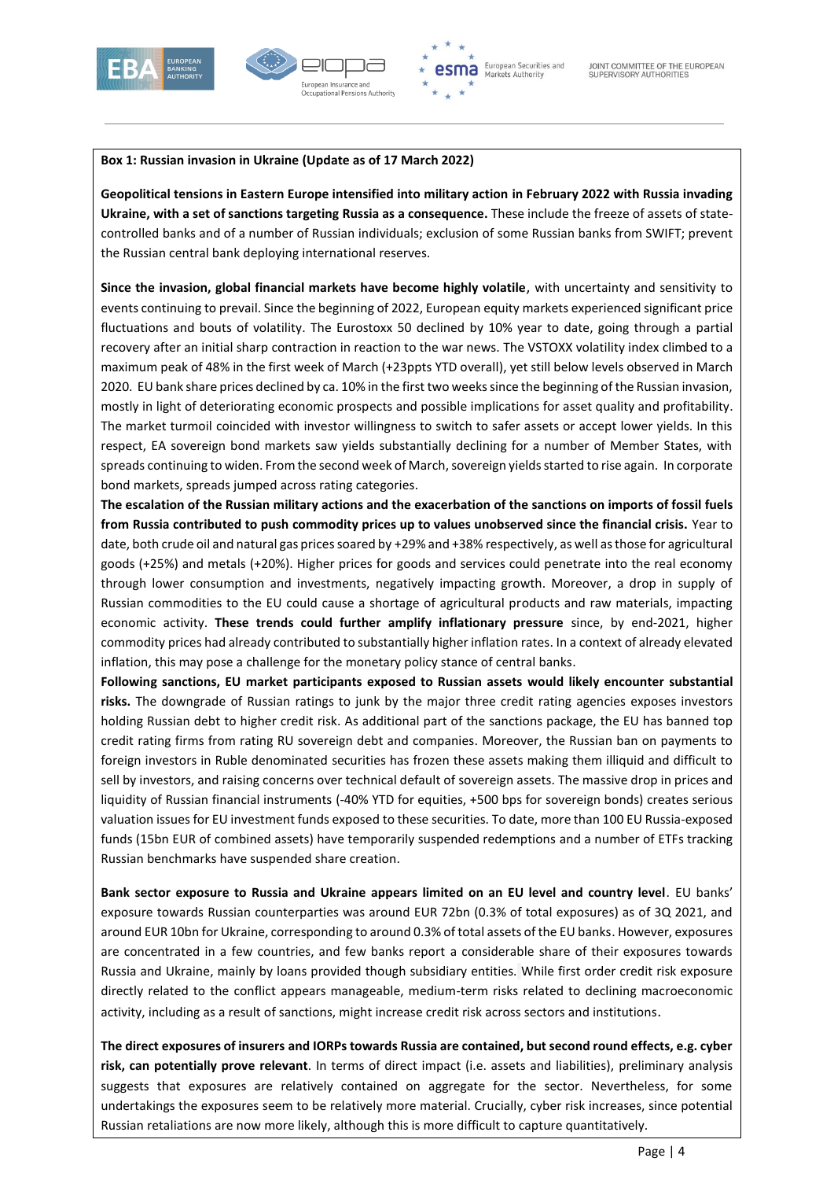**Box 1: Russian invasion in Ukraine (Update as of 17 March 2022)**

**Geopolitical tensions in Eastern Europe intensified into military action in February 2022 with Russia invading Ukraine, with a set of sanctions targeting Russia as a consequence.** These include the freeze of assets of state-controlled banks and of a number of Russian individuals; exclusion of some Russian banks from SWIFT; prevent the Russian central bank deploying international reserves.

**Since the invasion, global financial markets have become highly volatile**, with uncertainty and sensitivity to events continuing to prevail. Since the beginning of 2022, European equity markets experienced significant price fluctuations and bouts of volatility. The Eurostoxx 50 declined by 10% year to date, going through a partial recovery after an initial sharp contraction in reaction to the war news. The VSTOXX volatility index climbed to a maximum peak of 48% in the first week of March (+23ppts YTD overall), yet still below levels observed in March 2020. EU bank share prices declined by ca. 10% in the first two weeks since the beginning of the Russian invasion, mostly in light of deteriorating economic prospects and possible implications for asset quality and profitability. The market turmoil coincided with investor willingness to switch to safer assets or accept lower yields. In this respect, EA sovereign bond markets saw yields substantially declining for a number of Member States, with spreads continuing to widen. From the second week of March, sovereign yields started to rise again. In corporate bond markets, spreads jumped across rating categories.

**The escalation of the Russian military actions and the exacerbation of the sanctions on imports of fossil fuels from Russia contributed to push commodity prices up to values unobserved since the financial crisis.** Year to date, both crude oil and natural gas prices soared by +29% and +38% respectively, as well as those for agricultural goods (+25%) and metals (+20%). Higher prices for goods and services could penetrate into the real economy through lower consumption and investments, negatively impacting growth. Moreover, a drop in supply of Russian commodities to the EU could cause a shortage of agricultural products and raw materials, impacting economic activity. **These trends could further amplify inflationary pressure** since, by end-2021, higher commodity prices had already contributed to substantially higher inflation rates. In a context of already elevated inflation, this may pose a challenge for the monetary policy stance of central banks.

**Following sanctions, EU market participants exposed to Russian assets would likely encounter substantial risks.** The downgrade of Russian ratings to junk by the major three credit rating agencies exposes investors holding Russian debt to higher credit risk. As additional part of the sanctions package, the EU has banned top credit rating firms from rating RU sovereign debt and companies. Moreover, the Russian ban on payments to foreign investors in Ruble denominated securities has frozen these assets making them illiquid and difficult to sell by investors, and raising concerns over technical default of sovereign assets. The massive drop in prices and liquidity of Russian financial instruments (-40% YTD for equities, +500 bps for sovereign bonds) creates serious valuation issues for EU investment funds exposed to these securities. To date, more than 100 EU Russia-exposed funds (15bn EUR of combined assets) have temporarily suspended redemptions and a number of ETFs tracking Russian benchmarks have suspended share creation.

**Bank sector exposure to Russia and Ukraine appears limited on an EU level and country level**. EU banks' exposure towards Russian counterparties was around EUR 72bn (0.3% of total exposures) as of 3Q 2021, and around EUR 10bn for Ukraine, corresponding to around 0.3% of total assets of the EU banks. However, exposures are concentrated in a few countries, and few banks report a considerable share of their exposures towards Russia and Ukraine, mainly by loans provided though subsidiary entities. While first order credit risk exposure directly related to the conflict appears manageable, medium-term risks related to declining macroeconomic activity, including as a result of sanctions, might increase credit risk across sectors and institutions.

**The direct exposures of insurers and IORPs towards Russia are contained, but second round effects, e.g. cyber risk, can potentially prove relevant**. In terms of direct impact (i.e. assets and liabilities), preliminary analysis suggests that exposures are relatively contained on aggregate for the sector. Nevertheless, for some undertakings the exposures seem to be relatively more material. Crucially, cyber risk increases, since potential Russian retaliations are now more likely, although this is more difficult to capture quantitatively.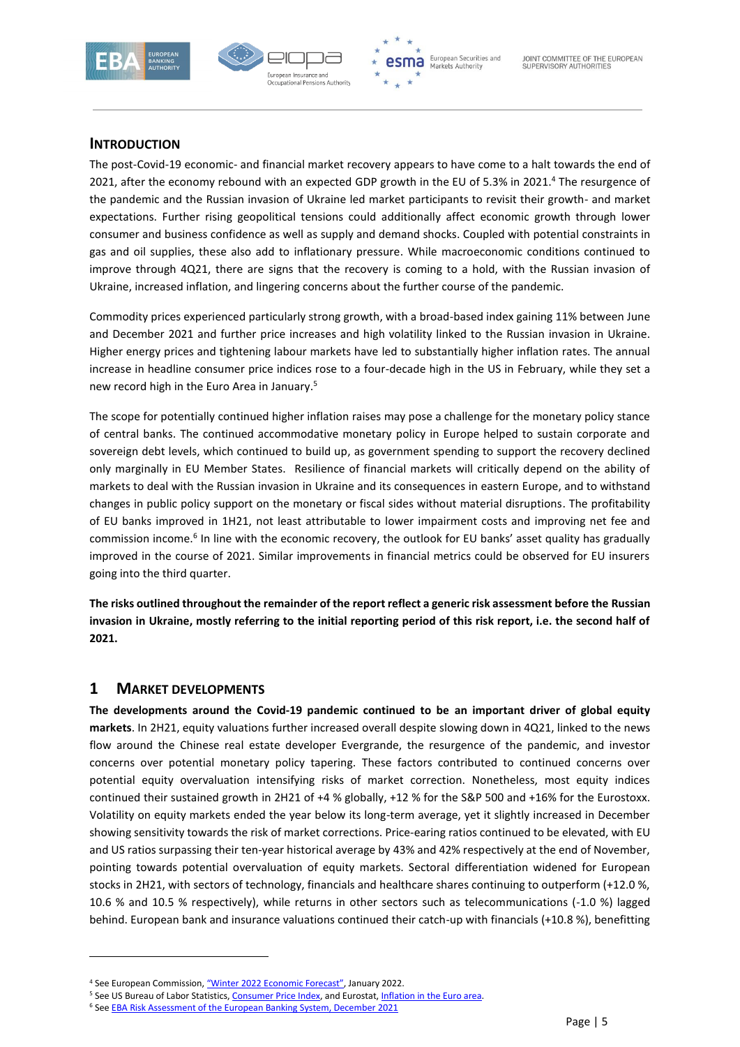## INTRODUCTION

The post-Covid-19 economic- and financial market recovery appears to have come to a halt towards the end of 2021, after the economy rebound with an expected GDP growth in the EU of 5.3% in 2021.[4] The resurgence of the pandemic and the Russian invasion of Ukraine led market participants to revisit their growth- and market expectations. Further rising geopolitical tensions could additionally affect economic growth through lower consumer and business confidence as well as supply and demand shocks. Coupled with potential constraints in gas and oil supplies, these also add to inflationary pressure. While macroeconomic conditions continued to improve through 4Q21, there are signs that the recovery is coming to a hold, with the Russian invasion of Ukraine, increased inflation, and lingering concerns about the further course of the pandemic.

Commodity prices experienced particularly strong growth, with a broad-based index gaining 11% between June and December 2021 and further price increases and high volatility linked to the Russian invasion in Ukraine. Higher energy prices and tightening labour markets have led to substantially higher inflation rates. The annual increase in headline consumer price indices rose to a four-decade high in the US in February, while they set a new record high in the Euro Area in January.[5]

The scope for potentially continued higher inflation raises may pose a challenge for the monetary policy stance of central banks. The continued accommodative monetary policy in Europe helped to sustain corporate and sovereign debt levels, which continued to build up, as government spending to support the recovery declined only marginally in EU Member States. Resilience of financial markets will critically depend on the ability of markets to deal with the Russian invasion in Ukraine and its consequences in eastern Europe, and to withstand changes in public policy support on the monetary or fiscal sides without material disruptions. The profitability of EU banks improved in 1H21, not least attributable to lower impairment costs and improving net fee and commission income.[6] In line with the economic recovery, the outlook for EU banks' asset quality has gradually improved in the course of 2021. Similar improvements in financial metrics could be observed for EU insurers going into the third quarter.

**The risks outlined throughout the remainder of the report reflect a generic risk assessment before the Russian invasion in Ukraine, mostly referring to the initial reporting period of this risk report, i.e. the second half of 2021.**

## 1 MARKET DEVELOPMENTS

**The developments around the Covid-19 pandemic continued to be an important driver of global equity markets**. In 2H21, equity valuations further increased overall despite slowing down in 4Q21, linked to the news flow around the Chinese real estate developer Evergrande, the resurgence of the pandemic, and investor concerns over potential monetary policy tapering. These factors contributed to continued concerns over potential equity overvaluation intensifying risks of market correction. Nonetheless, most equity indices continued their sustained growth in 2H21 of +4 % globally, +12 % for the S&P 500 and +16% for the Eurostoxx. Volatility on equity markets ended the year below its long-term average, yet it slightly increased in December showing sensitivity towards the risk of market corrections. Price-earing ratios continued to be elevated, with EU and US ratios surpassing their ten-year historical average by 43% and 42% respectively at the end of November, pointing towards potential overvaluation of equity markets. Sectoral differentiation widened for European stocks in 2H21, with sectors of technology, financials and healthcare shares continuing to outperform (+12.0 %, 10.6 % and 10.5 % respectively), while returns in other sectors such as telecommunications (-1.0 %) lagged behind. European bank and insurance valuations continued their catch-up with financials (+10.8 %), benefitting

---

[4] See European Commission, "Winter 2022 Economic Forecast", January 2022.

[5] See US Bureau of Labor Statistics, Consumer Price Index, and Eurostat, Inflation in the Euro area.

[6] See EBA Risk Assessment of the European Banking System, December 2021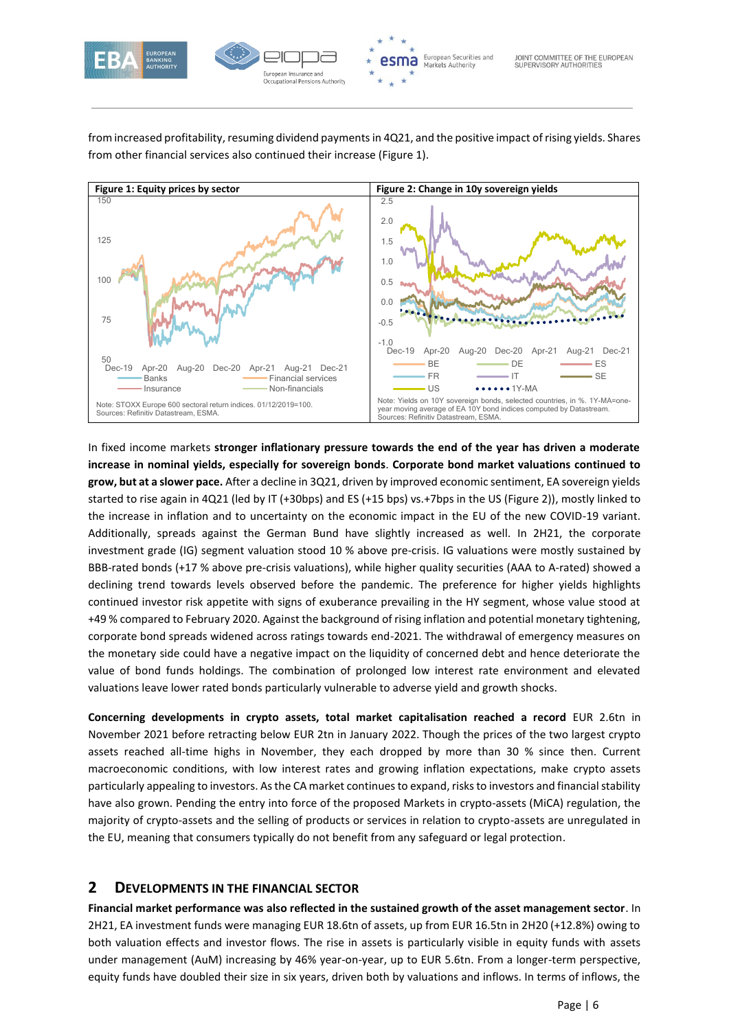from increased profitability, resuming dividend payments in 4Q21, and the positive impact of rising yields. Shares from other financial services also continued their increase (Figure 1).

**Figure 1: Equity prices by sector**

Note: STOXX Europe 600 sectoral return indices. 01/12/2019=100.
Sources: Refinitiv Datastream, ESMA.

**Figure 2: Change in 10y sovereign yields**

Note: Yields on 10Y sovereign bonds, selected countries, in %. 1Y-MA=one-year moving average of EA 10Y bond indices computed by Datastream.
Sources: Refinitiv Datastream, ESMA.

In fixed income markets **stronger inflationary pressure towards the end of the year has driven a moderate increase in nominal yields, especially for sovereign bonds**. **Corporate bond market valuations continued to grow, but at a slower pace.** After a decline in 3Q21, driven by improved economic sentiment, EA sovereign yields started to rise again in 4Q21 (led by IT (+30bps) and ES (+15 bps) vs.+7bps in the US (Figure 2)), mostly linked to the increase in inflation and to uncertainty on the economic impact in the EU of the new COVID-19 variant. Additionally, spreads against the German Bund have slightly increased as well. In 2H21, the corporate investment grade (IG) segment valuation stood 10 % above pre-crisis. IG valuations were mostly sustained by BBB-rated bonds (+17 % above pre-crisis valuations), while higher quality securities (AAA to A-rated) showed a declining trend towards levels observed before the pandemic. The preference for higher yields highlights continued investor risk appetite with signs of exuberance prevailing in the HY segment, whose value stood at +49 % compared to February 2020. Against the background of rising inflation and potential monetary tightening, corporate bond spreads widened across ratings towards end-2021. The withdrawal of emergency measures on the monetary side could have a negative impact on the liquidity of concerned debt and hence deteriorate the value of bond funds holdings. The combination of prolonged low interest rate environment and elevated valuations leave lower rated bonds particularly vulnerable to adverse yield and growth shocks.

**Concerning developments in crypto assets, total market capitalisation reached a record** EUR 2.6tn in November 2021 before retracting below EUR 2tn in January 2022. Though the prices of the two largest crypto assets reached all-time highs in November, they each dropped by more than 30 % since then. Current macroeconomic conditions, with low interest rates and growing inflation expectations, make crypto assets particularly appealing to investors. As the CA market continues to expand, risks to investors and financial stability have also grown. Pending the entry into force of the proposed Markets in crypto-assets (MiCA) regulation, the majority of crypto-assets and the selling of products or services in relation to crypto-assets are unregulated in the EU, meaning that consumers typically do not benefit from any safeguard or legal protection.

## 2 DEVELOPMENTS IN THE FINANCIAL SECTOR

**Financial market performance was also reflected in the sustained growth of the asset management sector**. In 2H21, EA investment funds were managing EUR 18.6tn of assets, up from EUR 16.5tn in 2H20 (+12.8%) owing to both valuation effects and investor flows. The rise in assets is particularly visible in equity funds with assets under management (AuM) increasing by 46% year-on-year, up to EUR 5.6tn. From a longer-term perspective, equity funds have doubled their size in six years, driven both by valuations and inflows. In terms of inflows, the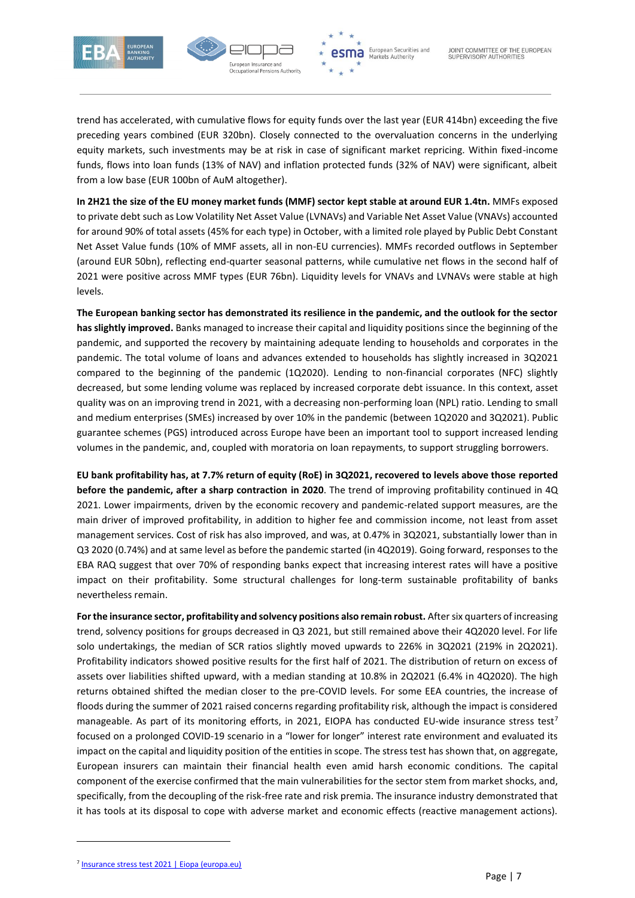trend has accelerated, with cumulative flows for equity funds over the last year (EUR 414bn) exceeding the five preceding years combined (EUR 320bn). Closely connected to the overvaluation concerns in the underlying equity markets, such investments may be at risk in case of significant market repricing. Within fixed-income funds, flows into loan funds (13% of NAV) and inflation protected funds (32% of NAV) were significant, albeit from a low base (EUR 100bn of AuM altogether).

**In 2H21 the size of the EU money market funds (MMF) sector kept stable at around EUR 1.4tn.** MMFs exposed to private debt such as Low Volatility Net Asset Value (LVNAVs) and Variable Net Asset Value (VNAVs) accounted for around 90% of total assets (45% for each type) in October, with a limited role played by Public Debt Constant Net Asset Value funds (10% of MMF assets, all in non-EU currencies). MMFs recorded outflows in September (around EUR 50bn), reflecting end-quarter seasonal patterns, while cumulative net flows in the second half of 2021 were positive across MMF types (EUR 76bn). Liquidity levels for VNAVs and LVNAVs were stable at high levels.

**The European banking sector has demonstrated its resilience in the pandemic, and the outlook for the sector has slightly improved.** Banks managed to increase their capital and liquidity positions since the beginning of the pandemic, and supported the recovery by maintaining adequate lending to households and corporates in the pandemic. The total volume of loans and advances extended to households has slightly increased in 3Q2021 compared to the beginning of the pandemic (1Q2020). Lending to non-financial corporates (NFC) slightly decreased, but some lending volume was replaced by increased corporate debt issuance. In this context, asset quality was on an improving trend in 2021, with a decreasing non-performing loan (NPL) ratio. Lending to small and medium enterprises (SMEs) increased by over 10% in the pandemic (between 1Q2020 and 3Q2021). Public guarantee schemes (PGS) introduced across Europe have been an important tool to support increased lending volumes in the pandemic, and, coupled with moratoria on loan repayments, to support struggling borrowers.

**EU bank profitability has, at 7.7% return of equity (RoE) in 3Q2021, recovered to levels above those reported before the pandemic, after a sharp contraction in 2020**. The trend of improving profitability continued in 4Q 2021. Lower impairments, driven by the economic recovery and pandemic-related support measures, are the main driver of improved profitability, in addition to higher fee and commission income, not least from asset management services. Cost of risk has also improved, and was, at 0.47% in 3Q2021, substantially lower than in Q3 2020 (0.74%) and at same level as before the pandemic started (in 4Q2019). Going forward, responses to the EBA RAQ suggest that over 70% of responding banks expect that increasing interest rates will have a positive impact on their profitability. Some structural challenges for long-term sustainable profitability of banks nevertheless remain.

**For the insurance sector, profitability and solvency positions also remain robust.** After six quarters of increasing trend, solvency positions for groups decreased in Q3 2021, but still remained above their 4Q2020 level. For life solo undertakings, the median of SCR ratios slightly moved upwards to 226% in 3Q2021 (219% in 2Q2021). Profitability indicators showed positive results for the first half of 2021. The distribution of return on excess of assets over liabilities shifted upward, with a median standing at 10.8% in 2Q2021 (6.4% in 4Q2020). The high returns obtained shifted the median closer to the pre-COVID levels. For some EEA countries, the increase of floods during the summer of 2021 raised concerns regarding profitability risk, although the impact is considered manageable. As part of its monitoring efforts, in 2021, EIOPA has conducted EU-wide insurance stress test[7] focused on a prolonged COVID-19 scenario in a "lower for longer" interest rate environment and evaluated its impact on the capital and liquidity position of the entities in scope. The stress test has shown that, on aggregate, European insurers can maintain their financial health even amid harsh economic conditions. The capital component of the exercise confirmed that the main vulnerabilities for the sector stem from market shocks, and, specifically, from the decoupling of the risk-free rate and risk premia. The insurance industry demonstrated that it has tools at its disposal to cope with adverse market and economic effects (reactive management actions).

[7] Insurance stress test 2021 | Eiopa (europa.eu)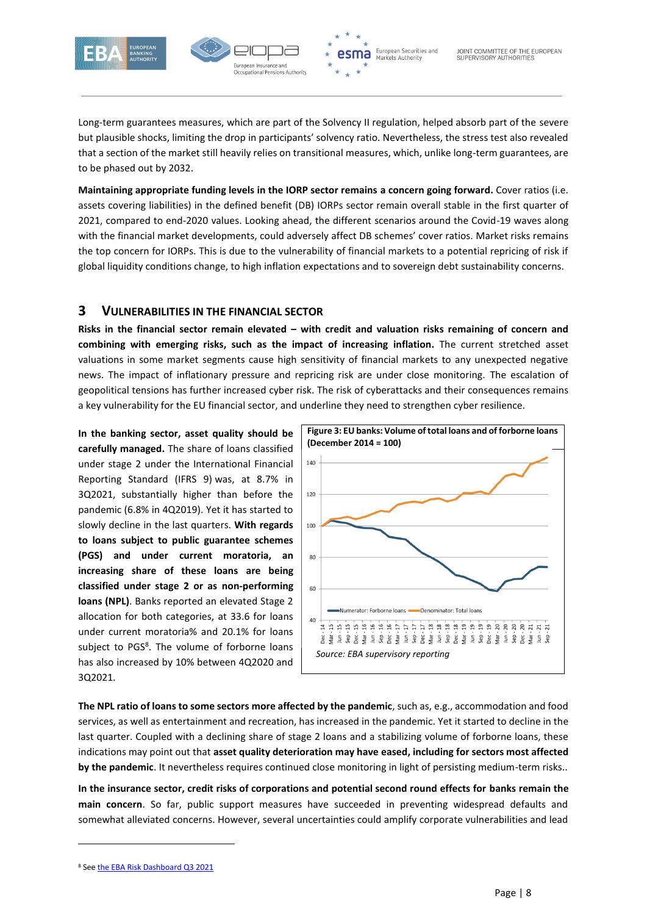Long-term guarantees measures, which are part of the Solvency II regulation, helped absorb part of the severe but plausible shocks, limiting the drop in participants' solvency ratio. Nevertheless, the stress test also revealed that a section of the market still heavily relies on transitional measures, which, unlike long-term guarantees, are to be phased out by 2032.

**Maintaining appropriate funding levels in the IORP sector remains a concern going forward.** Cover ratios (i.e. assets covering liabilities) in the defined benefit (DB) IORPs sector remain overall stable in the first quarter of 2021, compared to end-2020 values. Looking ahead, the different scenarios around the Covid-19 waves along with the financial market developments, could adversely affect DB schemes' cover ratios. Market risks remains the top concern for IORPs. This is due to the vulnerability of financial markets to a potential repricing of risk if global liquidity conditions change, to high inflation expectations and to sovereign debt sustainability concerns.

## 3 Vulnerabilities in the financial sector

**Risks in the financial sector remain elevated – with credit and valuation risks remaining of concern and combining with emerging risks, such as the impact of increasing inflation.** The current stretched asset valuations in some market segments cause high sensitivity of financial markets to any unexpected negative news. The impact of inflationary pressure and repricing risk are under close monitoring. The escalation of geopolitical tensions has further increased cyber risk. The risk of cyberattacks and their consequences remains a key vulnerability for the EU financial sector, and underline they need to strengthen cyber resilience.

**In the banking sector, asset quality should be carefully managed.** The share of loans classified under stage 2 under the International Financial Reporting Standard (IFRS 9) was, at 8.7% in 3Q2021, substantially higher than before the pandemic (6.8% in 4Q2019). Yet it has started to slowly decline in the last quarters. **With regards to loans subject to public guarantee schemes (PGS) and under current moratoria, an increasing share of these loans are being classified under stage 2 or as non-performing loans (NPL)**. Banks reported an elevated Stage 2 allocation for both categories, at 33.6 for loans under current moratoria% and 20.1% for loans subject to PGS[8]. The volume of forborne loans has also increased by 10% between 4Q2020 and 3Q2021.

**Figure 3: EU banks: Volume of total loans and of forborne loans (December 2014 = 100)**

*Source: EBA supervisory reporting*

**The NPL ratio of loans to some sectors more affected by the pandemic**, such as, e.g., accommodation and food services, as well as entertainment and recreation, has increased in the pandemic. Yet it started to decline in the last quarter. Coupled with a declining share of stage 2 loans and a stabilizing volume of forborne loans, these indications may point out that **asset quality deterioration may have eased, including for sectors most affected by the pandemic**. It nevertheless requires continued close monitoring in light of persisting medium-term risks..

**In the insurance sector, credit risks of corporations and potential second round effects for banks remain the main concern**. So far, public support measures have succeeded in preventing widespread defaults and somewhat alleviated concerns. However, several uncertainties could amplify corporate vulnerabilities and lead

[8] See the EBA Risk Dashboard Q3 2021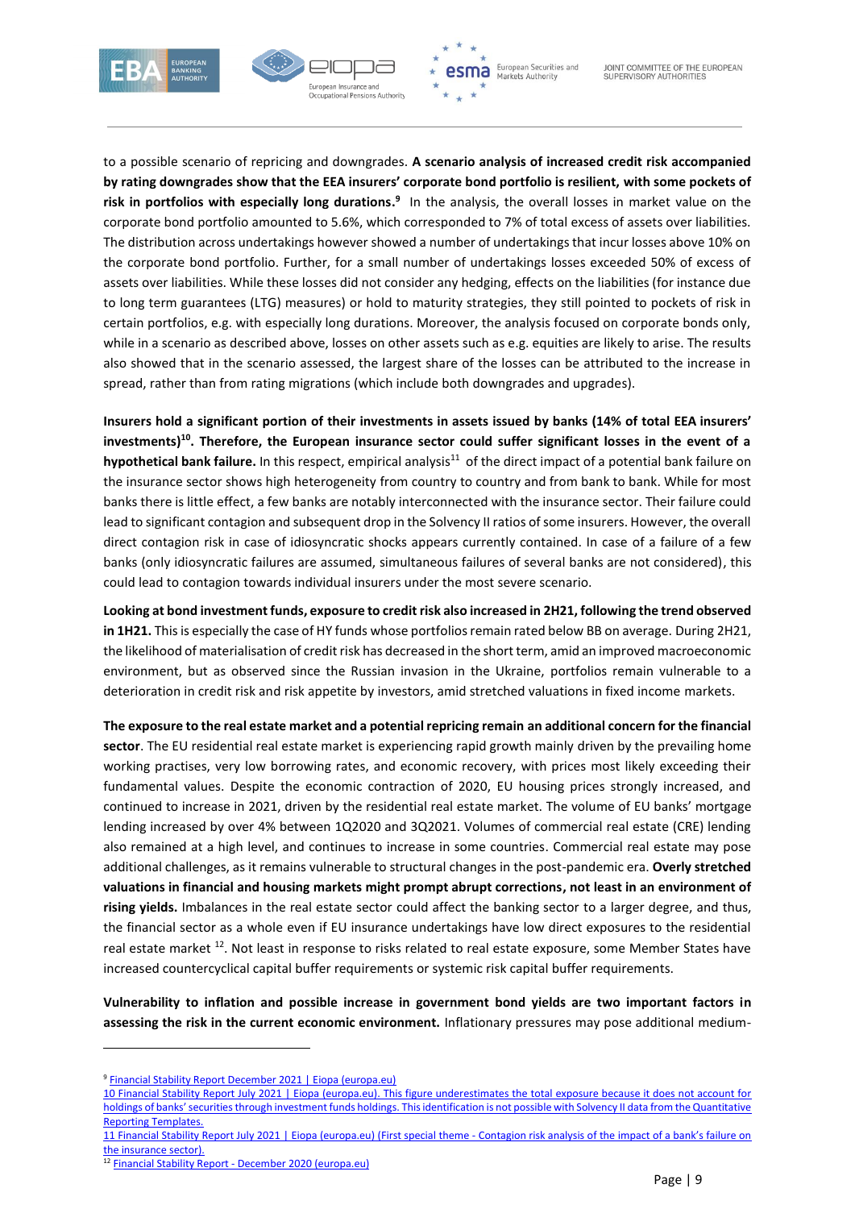to a possible scenario of repricing and downgrades. **A scenario analysis of increased credit risk accompanied by rating downgrades show that the EEA insurers' corporate bond portfolio is resilient, with some pockets of risk in portfolios with especially long durations.**[9] In the analysis, the overall losses in market value on the corporate bond portfolio amounted to 5.6%, which corresponded to 7% of total excess of assets over liabilities. The distribution across undertakings however showed a number of undertakings that incur losses above 10% on the corporate bond portfolio. Further, for a small number of undertakings losses exceeded 50% of excess of assets over liabilities. While these losses did not consider any hedging, effects on the liabilities (for instance due to long term guarantees (LTG) measures) or hold to maturity strategies, they still pointed to pockets of risk in certain portfolios, e.g. with especially long durations. Moreover, the analysis focused on corporate bonds only, while in a scenario as described above, losses on other assets such as e.g. equities are likely to arise. The results also showed that in the scenario assessed, the largest share of the losses can be attributed to the increase in spread, rather than from rating migrations (which include both downgrades and upgrades).

**Insurers hold a significant portion of their investments in assets issued by banks (14% of total EEA insurers' investments)[10]. Therefore, the European insurance sector could suffer significant losses in the event of a hypothetical bank failure.** In this respect, empirical analysis[11] of the direct impact of a potential bank failure on the insurance sector shows high heterogeneity from country to country and from bank to bank. While for most banks there is little effect, a few banks are notably interconnected with the insurance sector. Their failure could lead to significant contagion and subsequent drop in the Solvency II ratios of some insurers. However, the overall direct contagion risk in case of idiosyncratic shocks appears currently contained. In case of a failure of a few banks (only idiosyncratic failures are assumed, simultaneous failures of several banks are not considered), this could lead to contagion towards individual insurers under the most severe scenario.

**Looking at bond investment funds, exposure to credit risk also increased in 2H21, following the trend observed in 1H21.** This is especially the case of HY funds whose portfolios remain rated below BB on average. During 2H21, the likelihood of materialisation of credit risk has decreased in the short term, amid an improved macroeconomic environment, but as observed since the Russian invasion in the Ukraine, portfolios remain vulnerable to a deterioration in credit risk and risk appetite by investors, amid stretched valuations in fixed income markets.

**The exposure to the real estate market and a potential repricing remain an additional concern for the financial sector**. The EU residential real estate market is experiencing rapid growth mainly driven by the prevailing home working practises, very low borrowing rates, and economic recovery, with prices most likely exceeding their fundamental values. Despite the economic contraction of 2020, EU housing prices strongly increased, and continued to increase in 2021, driven by the residential real estate market. The volume of EU banks' mortgage lending increased by over 4% between 1Q2020 and 3Q2021. Volumes of commercial real estate (CRE) lending also remained at a high level, and continues to increase in some countries. Commercial real estate may pose additional challenges, as it remains vulnerable to structural changes in the post-pandemic era. **Overly stretched valuations in financial and housing markets might prompt abrupt corrections, not least in an environment of rising yields.** Imbalances in the real estate sector could affect the banking sector to a larger degree, and thus, the financial sector as a whole even if EU insurance undertakings have low direct exposures to the residential real estate market [12]. Not least in response to risks related to real estate exposure, some Member States have increased countercyclical capital buffer requirements or systemic risk capital buffer requirements.

**Vulnerability to inflation and possible increase in government bond yields are two important factors in assessing the risk in the current economic environment.** Inflationary pressures may pose additional medium-

---

[9] Financial Stability Report December 2021 | Eiopa (europa.eu)

[10] Financial Stability Report July 2021 | Eiopa (europa.eu). This figure underestimates the total exposure because it does not account for holdings of banks' securities through investment funds holdings. This identification is not possible with Solvency II data from the Quantitative Reporting Templates.

[11] Financial Stability Report July 2021 | Eiopa (europa.eu) (First special theme - Contagion risk analysis of the impact of a bank's failure on the insurance sector).

[12] Financial Stability Report - December 2020 (europa.eu)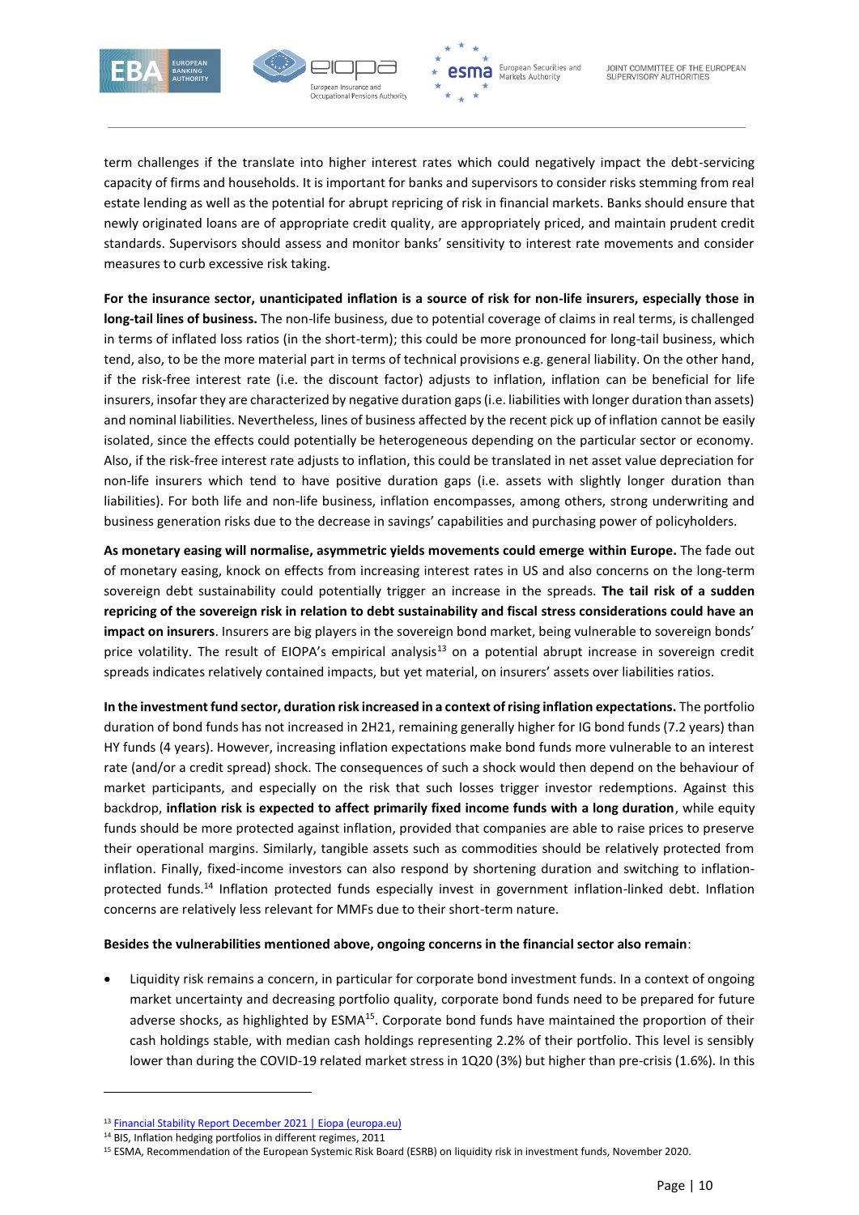term challenges if the translate into higher interest rates which could negatively impact the debt-servicing capacity of firms and households. It is important for banks and supervisors to consider risks stemming from real estate lending as well as the potential for abrupt repricing of risk in financial markets. Banks should ensure that newly originated loans are of appropriate credit quality, are appropriately priced, and maintain prudent credit standards. Supervisors should assess and monitor banks' sensitivity to interest rate movements and consider measures to curb excessive risk taking.

**For the insurance sector, unanticipated inflation is a source of risk for non-life insurers, especially those in long-tail lines of business.** The non-life business, due to potential coverage of claims in real terms, is challenged in terms of inflated loss ratios (in the short-term); this could be more pronounced for long-tail business, which tend, also, to be the more material part in terms of technical provisions e.g. general liability. On the other hand, if the risk-free interest rate (i.e. the discount factor) adjusts to inflation, inflation can be beneficial for life insurers, insofar they are characterized by negative duration gaps (i.e. liabilities with longer duration than assets) and nominal liabilities. Nevertheless, lines of business affected by the recent pick up of inflation cannot be easily isolated, since the effects could potentially be heterogeneous depending on the particular sector or economy. Also, if the risk-free interest rate adjusts to inflation, this could be translated in net asset value depreciation for non-life insurers which tend to have positive duration gaps (i.e. assets with slightly longer duration than liabilities). For both life and non-life business, inflation encompasses, among others, strong underwriting and business generation risks due to the decrease in savings' capabilities and purchasing power of policyholders.

**As monetary easing will normalise, asymmetric yields movements could emerge within Europe.** The fade out of monetary easing, knock on effects from increasing interest rates in US and also concerns on the long-term sovereign debt sustainability could potentially trigger an increase in the spreads. **The tail risk of a sudden repricing of the sovereign risk in relation to debt sustainability and fiscal stress considerations could have an impact on insurers**. Insurers are big players in the sovereign bond market, being vulnerable to sovereign bonds' price volatility. The result of EIOPA's empirical analysis[13] on a potential abrupt increase in sovereign credit spreads indicates relatively contained impacts, but yet material, on insurers' assets over liabilities ratios.

**In the investment fund sector, duration risk increased in a context of rising inflation expectations.** The portfolio duration of bond funds has not increased in 2H21, remaining generally higher for IG bond funds (7.2 years) than HY funds (4 years). However, increasing inflation expectations make bond funds more vulnerable to an interest rate (and/or a credit spread) shock. The consequences of such a shock would then depend on the behaviour of market participants, and especially on the risk that such losses trigger investor redemptions. Against this backdrop, **inflation risk is expected to affect primarily fixed income funds with a long duration**, while equity funds should be more protected against inflation, provided that companies are able to raise prices to preserve their operational margins. Similarly, tangible assets such as commodities should be relatively protected from inflation. Finally, fixed-income investors can also respond by shortening duration and switching to inflation-protected funds.[14] Inflation protected funds especially invest in government inflation-linked debt. Inflation concerns are relatively less relevant for MMFs due to their short-term nature.

**Besides the vulnerabilities mentioned above, ongoing concerns in the financial sector also remain**:

- Liquidity risk remains a concern, in particular for corporate bond investment funds. In a context of ongoing market uncertainty and decreasing portfolio quality, corporate bond funds need to be prepared for future adverse shocks, as highlighted by ESMA[15]. Corporate bond funds have maintained the proportion of their cash holdings stable, with median cash holdings representing 2.2% of their portfolio. This level is sensibly lower than during the COVID-19 related market stress in 1Q20 (3%) but higher than pre-crisis (1.6%). In this

[13] Financial Stability Report December 2021 | Eiopa (europa.eu)

[14] BIS, Inflation hedging portfolios in different regimes, 2011

[15] ESMA, Recommendation of the European Systemic Risk Board (ESRB) on liquidity risk in investment funds, November 2020.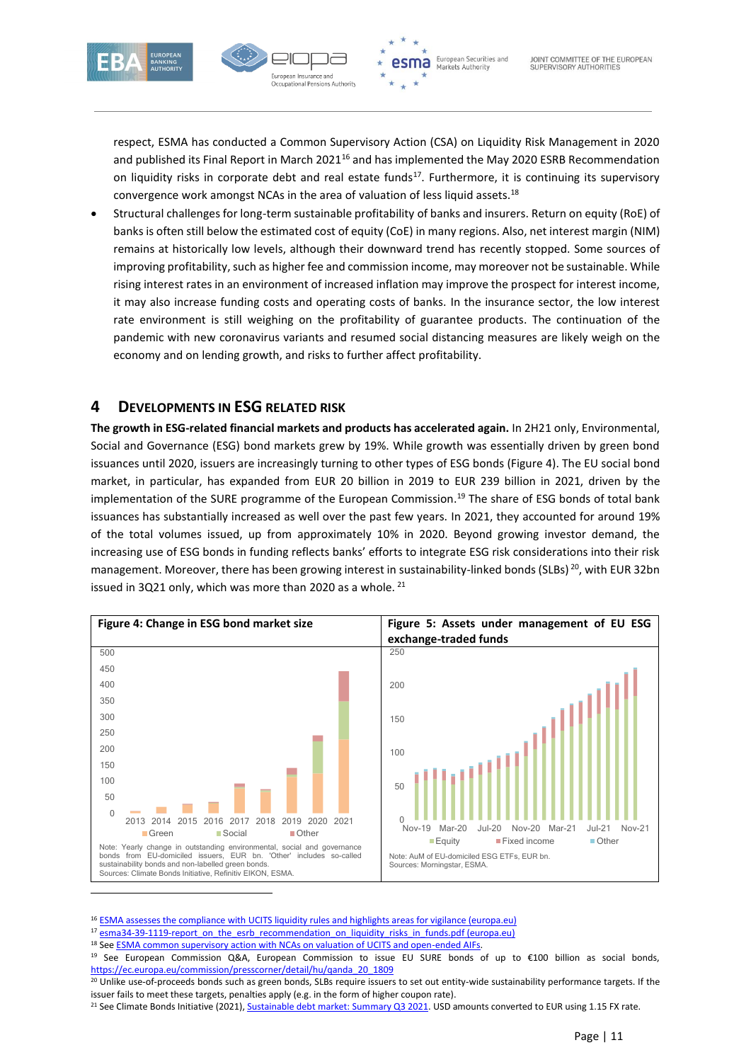respect, ESMA has conducted a Common Supervisory Action (CSA) on Liquidity Risk Management in 2020 and published its Final Report in March 2021[16] and has implemented the May 2020 ESRB Recommendation on liquidity risks in corporate debt and real estate funds[17]. Furthermore, it is continuing its supervisory convergence work amongst NCAs in the area of valuation of less liquid assets.[18]

- Structural challenges for long-term sustainable profitability of banks and insurers. Return on equity (RoE) of banks is often still below the estimated cost of equity (CoE) in many regions. Also, net interest margin (NIM) remains at historically low levels, although their downward trend has recently stopped. Some sources of improving profitability, such as higher fee and commission income, may moreover not be sustainable. While rising interest rates in an environment of increased inflation may improve the prospect for interest income, it may also increase funding costs and operating costs of banks. In the insurance sector, the low interest rate environment is still weighing on the profitability of guarantee products. The continuation of the pandemic with new coronavirus variants and resumed social distancing measures are likely weigh on the economy and on lending growth, and risks to further affect profitability.

# 4 DEVELOPMENTS IN ESG RELATED RISK

**The growth in ESG-related financial markets and products has accelerated again.** In 2H21 only, Environmental, Social and Governance (ESG) bond markets grew by 19%. While growth was essentially driven by green bond issuances until 2020, issuers are increasingly turning to other types of ESG bonds (Figure 4). The EU social bond market, in particular, has expanded from EUR 20 billion in 2019 to EUR 239 billion in 2021, driven by the implementation of the SURE programme of the European Commission.[19] The share of ESG bonds of total bank issuances has substantially increased as well over the past few years. In 2021, they accounted for around 19% of the total volumes issued, up from approximately 10% in 2020. Beyond growing investor demand, the increasing use of ESG bonds in funding reflects banks' efforts to integrate ESG risk considerations into their risk management. Moreover, there has been growing interest in sustainability-linked bonds (SLBs)[20], with EUR 32bn issued in 3Q21 only, which was more than 2020 as a whole.[21]

**Figure 4: Change in ESG bond market size**

Note: Yearly change in outstanding environmental, social and governance bonds from EU-domiciled issuers, EUR bn. 'Other' includes so-called sustainability bonds and non-labelled green bonds.
Sources: Climate Bonds Initiative, Refinitiv EIKON, ESMA.

**Figure 5: Assets under management of EU ESG exchange-traded funds**

Note: AuM of EU-domiciled ESG ETFs, EUR bn.
Sources: Morningstar, ESMA.

---

[16] ESMA assesses the compliance with UCITS liquidity rules and highlights areas for vigilance (europa.eu)

[17] esma34-39-1119-report_on_the_esrb_recommendation_on_liquidity_risks_in_funds.pdf (europa.eu)

[18] See ESMA common supervisory action with NCAs on valuation of UCITS and open-ended AIFs.

[19] See European Commission Q&A, European Commission to issue EU SURE bonds of up to €100 billion as social bonds, https://ec.europa.eu/commission/presscorner/detail/hu/qanda_20_1809

[20] Unlike use-of-proceeds bonds such as green bonds, SLBs require issuers to set out entity-wide sustainability performance targets. If the issuer fails to meet these targets, penalties apply (e.g. in the form of higher coupon rate).

[21] See Climate Bonds Initiative (2021), Sustainable debt market: Summary Q3 2021. USD amounts converted to EUR using 1.15 FX rate.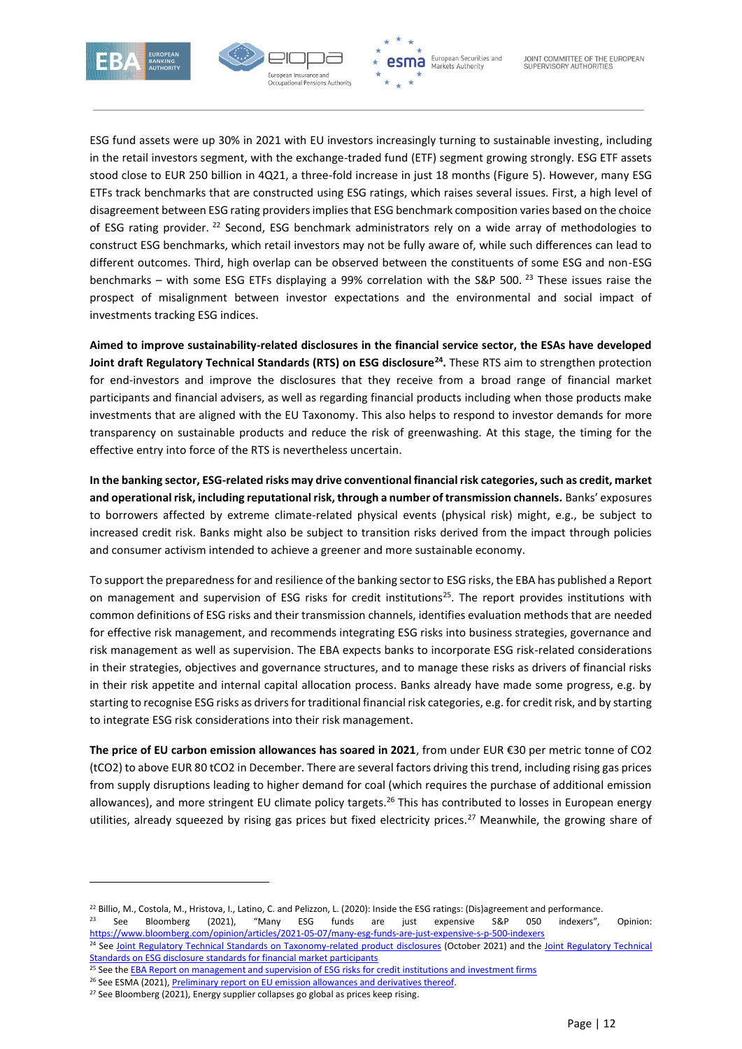ESG fund assets were up 30% in 2021 with EU investors increasingly turning to sustainable investing, including in the retail investors segment, with the exchange-traded fund (ETF) segment growing strongly. ESG ETF assets stood close to EUR 250 billion in 4Q21, a three-fold increase in just 18 months (Figure 5). However, many ESG ETFs track benchmarks that are constructed using ESG ratings, which raises several issues. First, a high level of disagreement between ESG rating providers implies that ESG benchmark composition varies based on the choice of ESG rating provider. [22] Second, ESG benchmark administrators rely on a wide array of methodologies to construct ESG benchmarks, which retail investors may not be fully aware of, while such differences can lead to different outcomes. Third, high overlap can be observed between the constituents of some ESG and non-ESG benchmarks – with some ESG ETFs displaying a 99% correlation with the S&P 500. [23] These issues raise the prospect of misalignment between investor expectations and the environmental and social impact of investments tracking ESG indices.

**Aimed to improve sustainability-related disclosures in the financial service sector, the ESAs have developed Joint draft Regulatory Technical Standards (RTS) on ESG disclosure[24].** These RTS aim to strengthen protection for end-investors and improve the disclosures that they receive from a broad range of financial market participants and financial advisers, as well as regarding financial products including when those products make investments that are aligned with the EU Taxonomy. This also helps to respond to investor demands for more transparency on sustainable products and reduce the risk of greenwashing. At this stage, the timing for the effective entry into force of the RTS is nevertheless uncertain.

**In the banking sector, ESG-related risks may drive conventional financial risk categories, such as credit, market and operational risk, including reputational risk, through a number of transmission channels.** Banks' exposures to borrowers affected by extreme climate-related physical events (physical risk) might, e.g., be subject to increased credit risk. Banks might also be subject to transition risks derived from the impact through policies and consumer activism intended to achieve a greener and more sustainable economy.

To support the preparedness for and resilience of the banking sector to ESG risks, the EBA has published a Report on management and supervision of ESG risks for credit institutions[25]. The report provides institutions with common definitions of ESG risks and their transmission channels, identifies evaluation methods that are needed for effective risk management, and recommends integrating ESG risks into business strategies, governance and risk management as well as supervision. The EBA expects banks to incorporate ESG risk-related considerations in their strategies, objectives and governance structures, and to manage these risks as drivers of financial risks in their risk appetite and internal capital allocation process. Banks already have made some progress, e.g. by starting to recognise ESG risks as drivers for traditional financial risk categories, e.g. for credit risk, and by starting to integrate ESG risk considerations into their risk management.

**The price of EU carbon emission allowances has soared in 2021**, from under EUR €30 per metric tonne of $CO_2$ (t$CO_2$) to above EUR 80 t$CO_2$ in December. There are several factors driving this trend, including rising gas prices from supply disruptions leading to higher demand for coal (which requires the purchase of additional emission allowances), and more stringent EU climate policy targets.[26] This has contributed to losses in European energy utilities, already squeezed by rising gas prices but fixed electricity prices.[27] Meanwhile, the growing share of

---

[22] Billio, M., Costola, M., Hristova, I., Latino, C. and Pelizzon, L. (2020): Inside the ESG ratings: (Dis)agreement and performance.

[23] See Bloomberg (2021), "Many ESG funds are just expensive S&P 050 indexers", Opinion: https://www.bloomberg.com/opinion/articles/2021-05-07/many-esg-funds-are-just-expensive-s-p-500-indexers

[24] See Joint Regulatory Technical Standards on Taxonomy-related product disclosures (October 2021) and the Joint Regulatory Technical Standards on ESG disclosure standards for financial market participants

[25] See the EBA Report on management and supervision of ESG risks for credit institutions and investment firms

[26] See ESMA (2021), Preliminary report on EU emission allowances and derivatives thereof.

[27] See Bloomberg (2021), Energy supplier collapses go global as prices keep rising.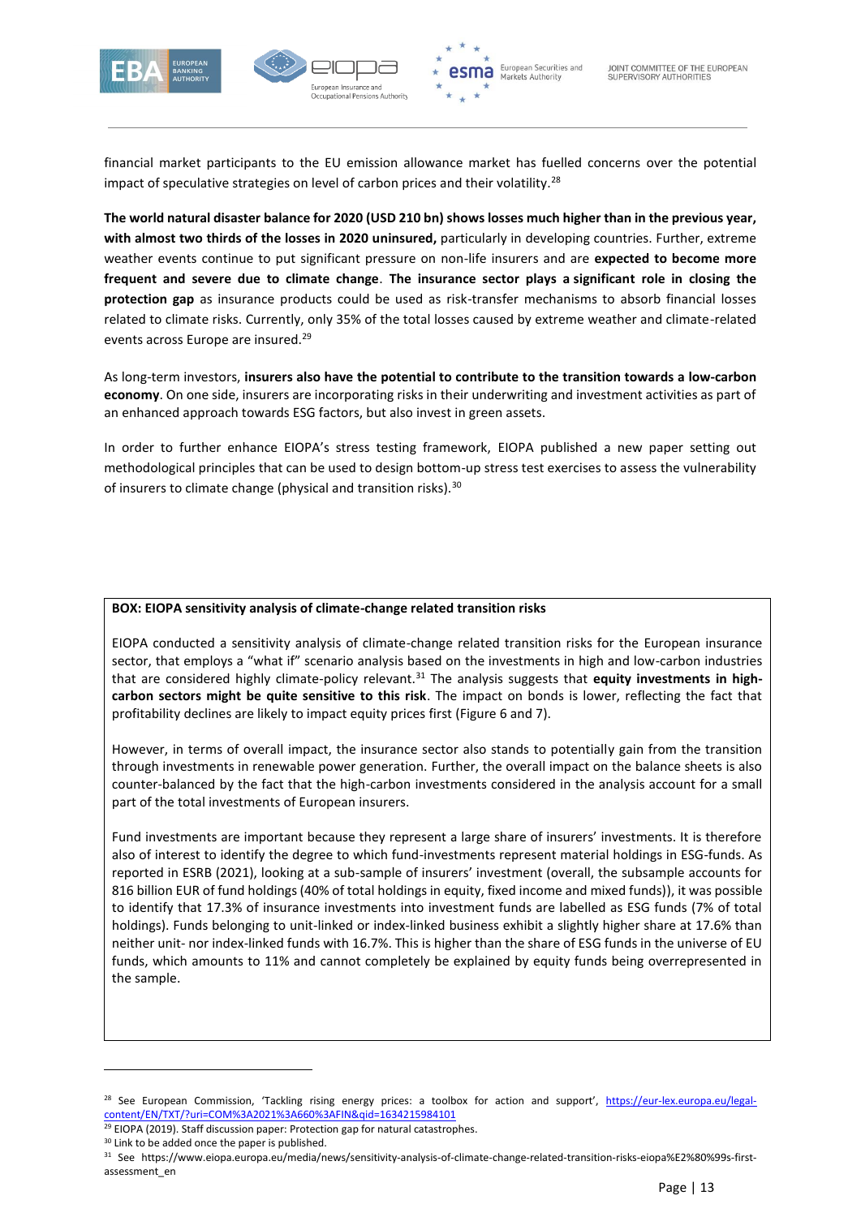financial market participants to the EU emission allowance market has fuelled concerns over the potential impact of speculative strategies on level of carbon prices and their volatility.[28]

**The world natural disaster balance for 2020 (USD 210 bn) shows losses much higher than in the previous year, with almost two thirds of the losses in 2020 uninsured,** particularly in developing countries. Further, extreme weather events continue to put significant pressure on non-life insurers and are **expected to become more frequent and severe due to climate change**. **The insurance sector plays a significant role in closing the protection gap** as insurance products could be used as risk-transfer mechanisms to absorb financial losses related to climate risks. Currently, only 35% of the total losses caused by extreme weather and climate-related events across Europe are insured.[29]

As long-term investors, **insurers also have the potential to contribute to the transition towards a low-carbon economy**. On one side, insurers are incorporating risks in their underwriting and investment activities as part of an enhanced approach towards ESG factors, but also invest in green assets.

In order to further enhance EIOPA's stress testing framework, EIOPA published a new paper setting out methodological principles that can be used to design bottom-up stress test exercises to assess the vulnerability of insurers to climate change (physical and transition risks).[30]

**BOX: EIOPA sensitivity analysis of climate-change related transition risks**

EIOPA conducted a sensitivity analysis of climate-change related transition risks for the European insurance sector, that employs a "what if" scenario analysis based on the investments in high and low-carbon industries that are considered highly climate-policy relevant.[31] The analysis suggests that **equity investments in high-carbon sectors might be quite sensitive to this risk**. The impact on bonds is lower, reflecting the fact that profitability declines are likely to impact equity prices first (Figure 6 and 7).

However, in terms of overall impact, the insurance sector also stands to potentially gain from the transition through investments in renewable power generation. Further, the overall impact on the balance sheets is also counter-balanced by the fact that the high-carbon investments considered in the analysis account for a small part of the total investments of European insurers.

Fund investments are important because they represent a large share of insurers' investments. It is therefore also of interest to identify the degree to which fund-investments represent material holdings in ESG-funds. As reported in ESRB (2021), looking at a sub-sample of insurers' investment (overall, the subsample accounts for 816 billion EUR of fund holdings (40% of total holdings in equity, fixed income and mixed funds)), it was possible to identify that 17.3% of insurance investments into investment funds are labelled as ESG funds (7% of total holdings). Funds belonging to unit-linked or index-linked business exhibit a slightly higher share at 17.6% than neither unit- nor index-linked funds with 16.7%. This is higher than the share of ESG funds in the universe of EU funds, which amounts to 11% and cannot completely be explained by equity funds being overrepresented in the sample.

---

[28] See European Commission, 'Tackling rising energy prices: a toolbox for action and support', https://eur-lex.europa.eu/legal-content/EN/TXT/?uri=COM%3A2021%3A660%3AFIN&qid=1634215984101

[29] EIOPA (2019). Staff discussion paper: Protection gap for natural catastrophes.

[30] Link to be added once the paper is published.

[31] See https://www.eiopa.europa.eu/media/news/sensitivity-analysis-of-climate-change-related-transition-risks-eiopa%E2%80%99s-first-assessment_en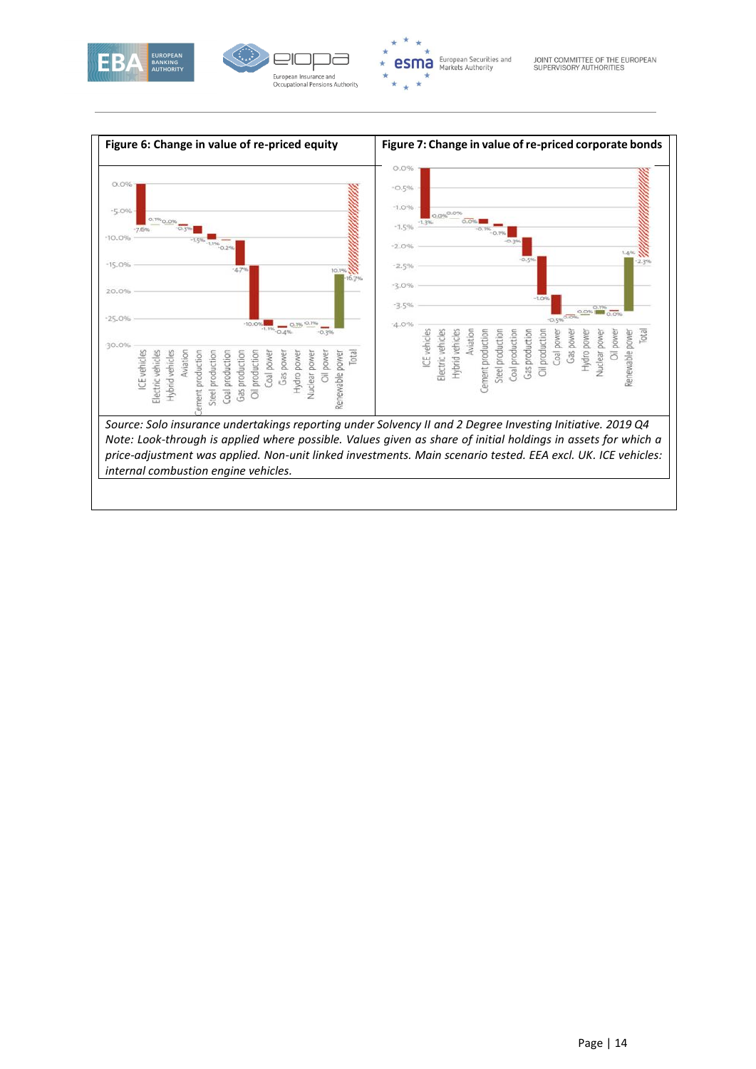| Figure 6: Change in value of re-priced equity | Figure 7: Change in value of re-priced corporate bonds |
|---|---|
| 0.0%<br>-5.0%<br>-10.0%<br>-15.0%<br>-20.0%<br>-25.0%<br>-30.0%<br>-7.6%<br>0.1%<br>0.0%<br>-0.5%<br>-1.5%<br>-1.1%<br>-0.2%<br>-4.7%<br>-10.0%<br>-1.1%<br>-0.4%<br>0.3%<br>0.1%<br>-0.3%<br>10.1%<br>-16.7%<br>ICE vehicles<br>Electric vehicles<br>Hybrid vehicles<br>Aviation<br>Cement production<br>Steel production<br>Coal production<br>Gas production<br>Oil production<br>Coal power<br>Gas power<br>Hydro power<br>Nuclear power<br>Oil power<br>Renewable power<br>Total | 0.0%<br>-0.5%<br>-1.0%<br>-1.5%<br>-2.0%<br>-2.5%<br>-3.0%<br>-3.5%<br>-4.0%<br>-1.3%<br>0.0%<br>0.0%<br>0.0%<br>-0.1%<br>-0.1%<br>-0.3%<br>-0.5%<br>-1.0%<br>-0.5%<br>0.0%<br>0.0%<br>0.1%<br>0.0%<br>1.4%<br>-2.3%<br>ICE vehicles<br>Electric vehicles<br>Hybrid vehicles<br>Aviation<br>Cement production<br>Steel production<br>Coal production<br>Gas production<br>Oil production<br>Coal power<br>Gas power<br>Hydro power<br>Nuclear power<br>Oil power<br>Renewable power<br>Total |

*Source: Solo insurance undertakings reporting under Solvency II and 2 Degree Investing Initiative. 2019 Q4*
*Note: Look-through is applied where possible. Values given as share of initial holdings in assets for which a price-adjustment was applied. Non-unit linked investments. Main scenario tested. EEA excl. UK. ICE vehicles: internal combustion engine vehicles.*